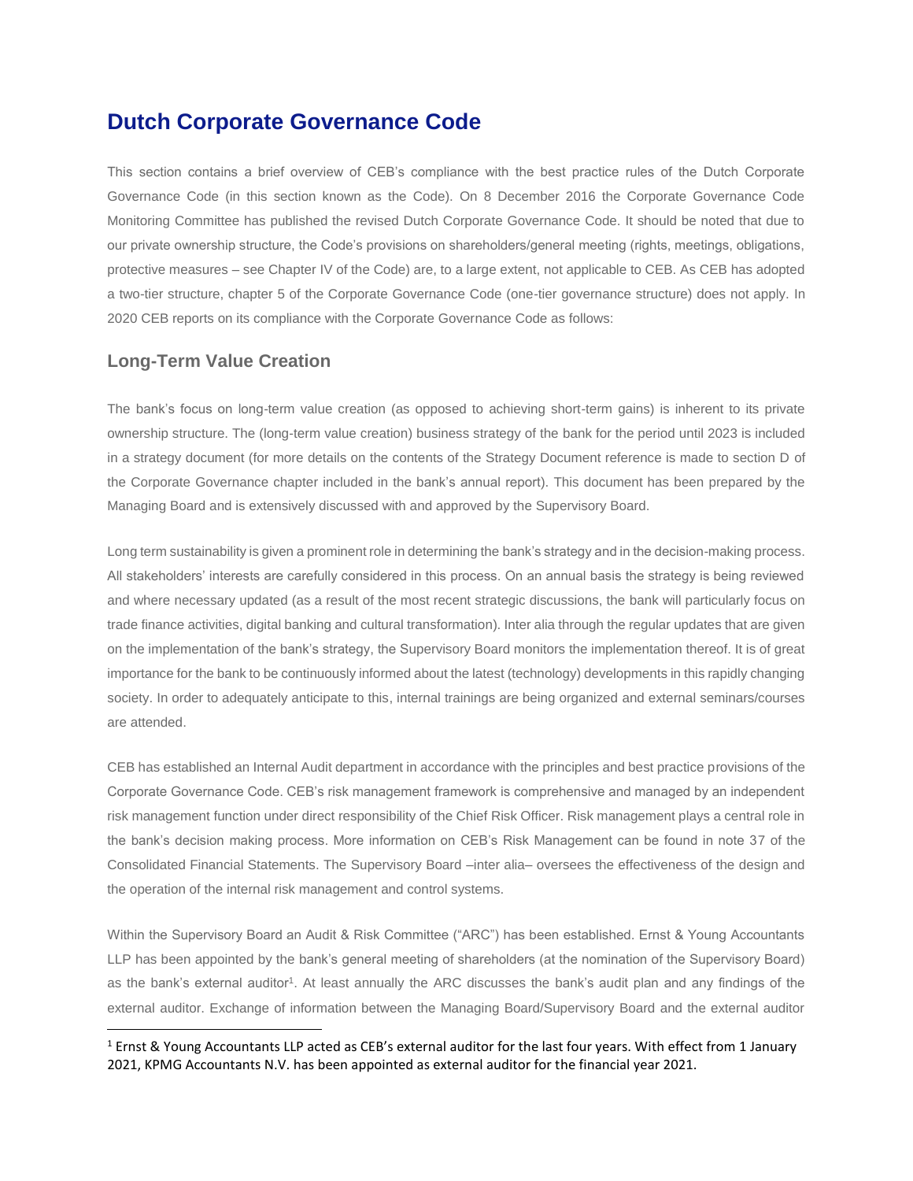# Dutch Corporate Governance Code

This section contains a brief overview of CEB's compliance with the best practice rules of the Dutch Corporate Governance Code (in this section known as the Code). On 8 December 2016 the Corporate Governance Code Monitoring Committee has published the revised Dutch Corporate Governance Code. It should be noted that due to our private ownership structure, the Code's provisions on shareholders/general meeting (rights, meetings, obligations, protective measures – see Chapter IV of the Code) are, to a large extent, not applicable to CEB. As CEB has adopted a two-tier structure, chapter 5 of the Corporate Governance Code (one-tier governance structure) does not apply. In 2020 CEB reports on its compliance with the Corporate Governance Code as follows:

## Long-Term Value Creation

The bank's focus on long-term value creation (as opposed to achieving short-term gains) is inherent to its private ownership structure. The (long-term value creation) business strategy of the bank for the period until 2023 is included in a strategy document (for more details on the contents of the Strategy Document reference is made to section D of the Corporate Governance chapter included in the bank's annual report). This document has been prepared by the Managing Board and is extensively discussed with and approved by the Supervisory Board.

Long term sustainability is given a prominent role in determining the bank's strategy and in the decision-making process. All stakeholders' interests are carefully considered in this process. On an annual basis the strategy is being reviewed and where necessary updated (as a result of the most recent strategic discussions, the bank will particularly focus on trade finance activities, digital banking and cultural transformation). Inter alia through the regular updates that are given on the implementation of the bank's strategy, the Supervisory Board monitors the implementation thereof. It is of great importance for the bank to be continuously informed about the latest (technology) developments in this rapidly changing society. In order to adequately anticipate to this, internal trainings are being organized and external seminars/courses are attended.

CEB has established an Internal Audit department in accordance with the principles and best practice provisions of the Corporate Governance Code. CEB's risk management framework is comprehensive and managed by an independent risk management function under direct responsibility of the Chief Risk Officer. Risk management plays a central role in the bank's decision making process. More information on CEB's Risk Management can be found in note 37 of the Consolidated Financial Statements. The Supervisory Board –inter alia– oversees the effectiveness of the design and the operation of the internal risk management and control systems.

Within the Supervisory Board an Audit & Risk Committee ("ARC") has been established. Ernst & Young Accountants LLP has been appointed by the bank's general meeting of shareholders (at the nomination of the Supervisory Board) as the bank's external auditor[1]. At least annually the ARC discusses the bank's audit plan and any findings of the external auditor. Exchange of information between the Managing Board/Supervisory Board and the external auditor

[1] Ernst & Young Accountants LLP acted as CEB's external auditor for the last four years. With effect from 1 January 2021, KPMG Accountants N.V. has been appointed as external auditor for the financial year 2021.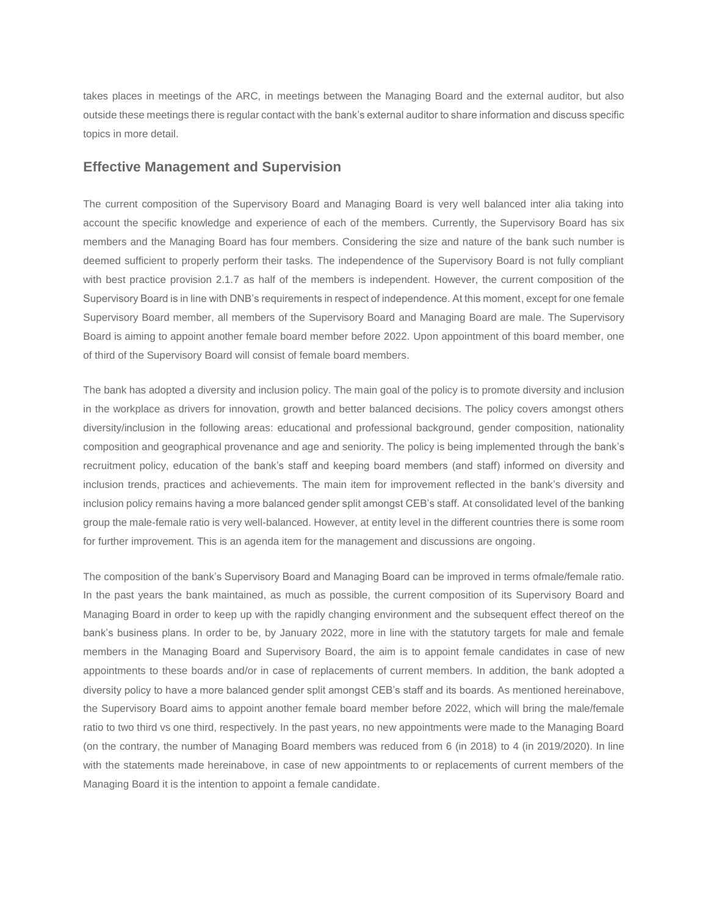takes places in meetings of the ARC, in meetings between the Managing Board and the external auditor, but also outside these meetings there is regular contact with the bank's external auditor to share information and discuss specific topics in more detail.

## Effective Management and Supervision

The current composition of the Supervisory Board and Managing Board is very well balanced inter alia taking into account the specific knowledge and experience of each of the members. Currently, the Supervisory Board has six members and the Managing Board has four members. Considering the size and nature of the bank such number is deemed sufficient to properly perform their tasks. The independence of the Supervisory Board is not fully compliant with best practice provision 2.1.7 as half of the members is independent. However, the current composition of the Supervisory Board is in line with DNB's requirements in respect of independence. At this moment, except for one female Supervisory Board member, all members of the Supervisory Board and Managing Board are male. The Supervisory Board is aiming to appoint another female board member before 2022. Upon appointment of this board member, one of third of the Supervisory Board will consist of female board members.

The bank has adopted a diversity and inclusion policy. The main goal of the policy is to promote diversity and inclusion in the workplace as drivers for innovation, growth and better balanced decisions. The policy covers amongst others diversity/inclusion in the following areas: educational and professional background, gender composition, nationality composition and geographical provenance and age and seniority. The policy is being implemented through the bank's recruitment policy, education of the bank's staff and keeping board members (and staff) informed on diversity and inclusion trends, practices and achievements. The main item for improvement reflected in the bank's diversity and inclusion policy remains having a more balanced gender split amongst CEB's staff. At consolidated level of the banking group the male-female ratio is very well-balanced. However, at entity level in the different countries there is some room for further improvement. This is an agenda item for the management and discussions are ongoing.

The composition of the bank's Supervisory Board and Managing Board can be improved in terms ofmale/female ratio. In the past years the bank maintained, as much as possible, the current composition of its Supervisory Board and Managing Board in order to keep up with the rapidly changing environment and the subsequent effect thereof on the bank's business plans. In order to be, by January 2022, more in line with the statutory targets for male and female members in the Managing Board and Supervisory Board, the aim is to appoint female candidates in case of new appointments to these boards and/or in case of replacements of current members. In addition, the bank adopted a diversity policy to have a more balanced gender split amongst CEB's staff and its boards. As mentioned hereinabove, the Supervisory Board aims to appoint another female board member before 2022, which will bring the male/female ratio to two third vs one third, respectively. In the past years, no new appointments were made to the Managing Board (on the contrary, the number of Managing Board members was reduced from 6 (in 2018) to 4 (in 2019/2020). In line with the statements made hereinabove, in case of new appointments to or replacements of current members of the Managing Board it is the intention to appoint a female candidate.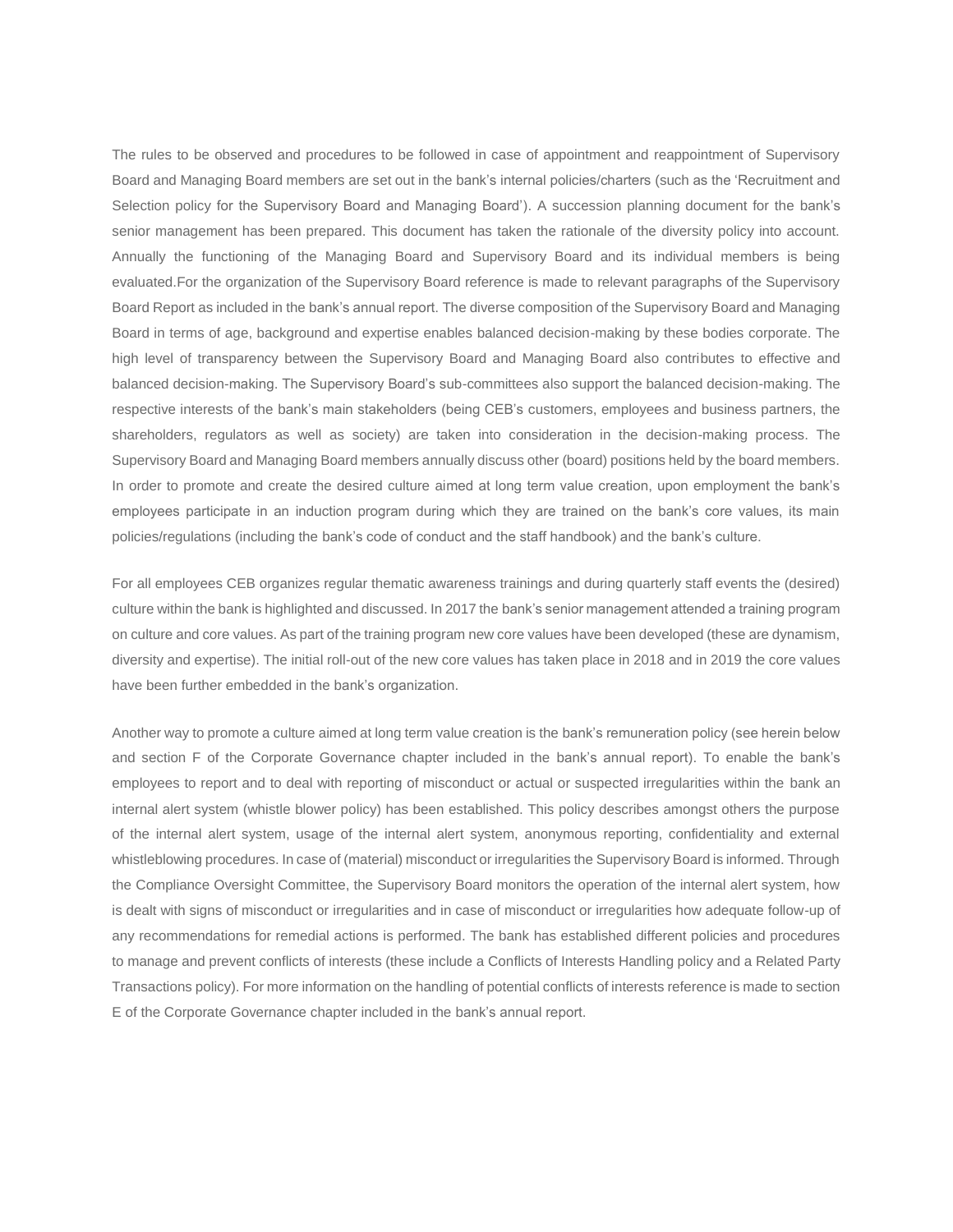The rules to be observed and procedures to be followed in case of appointment and reappointment of Supervisory Board and Managing Board members are set out in the bank's internal policies/charters (such as the 'Recruitment and Selection policy for the Supervisory Board and Managing Board'). A succession planning document for the bank's senior management has been prepared. This document has taken the rationale of the diversity policy into account. Annually the functioning of the Managing Board and Supervisory Board and its individual members is being evaluated.For the organization of the Supervisory Board reference is made to relevant paragraphs of the Supervisory Board Report as included in the bank's annual report. The diverse composition of the Supervisory Board and Managing Board in terms of age, background and expertise enables balanced decision-making by these bodies corporate. The high level of transparency between the Supervisory Board and Managing Board also contributes to effective and balanced decision-making. The Supervisory Board's sub-committees also support the balanced decision-making. The respective interests of the bank's main stakeholders (being CEB's customers, employees and business partners, the shareholders, regulators as well as society) are taken into consideration in the decision-making process. The Supervisory Board and Managing Board members annually discuss other (board) positions held by the board members. In order to promote and create the desired culture aimed at long term value creation, upon employment the bank's employees participate in an induction program during which they are trained on the bank's core values, its main policies/regulations (including the bank's code of conduct and the staff handbook) and the bank's culture.

For all employees CEB organizes regular thematic awareness trainings and during quarterly staff events the (desired) culture within the bank is highlighted and discussed. In 2017 the bank's senior management attended a training program on culture and core values. As part of the training program new core values have been developed (these are dynamism, diversity and expertise). The initial roll-out of the new core values has taken place in 2018 and in 2019 the core values have been further embedded in the bank's organization.

Another way to promote a culture aimed at long term value creation is the bank's remuneration policy (see herein below and section F of the Corporate Governance chapter included in the bank's annual report). To enable the bank's employees to report and to deal with reporting of misconduct or actual or suspected irregularities within the bank an internal alert system (whistle blower policy) has been established. This policy describes amongst others the purpose of the internal alert system, usage of the internal alert system, anonymous reporting, confidentiality and external whistleblowing procedures. In case of (material) misconduct or irregularities the Supervisory Board is informed. Through the Compliance Oversight Committee, the Supervisory Board monitors the operation of the internal alert system, how is dealt with signs of misconduct or irregularities and in case of misconduct or irregularities how adequate follow-up of any recommendations for remedial actions is performed. The bank has established different policies and procedures to manage and prevent conflicts of interests (these include a Conflicts of Interests Handling policy and a Related Party Transactions policy). For more information on the handling of potential conflicts of interests reference is made to section E of the Corporate Governance chapter included in the bank's annual report.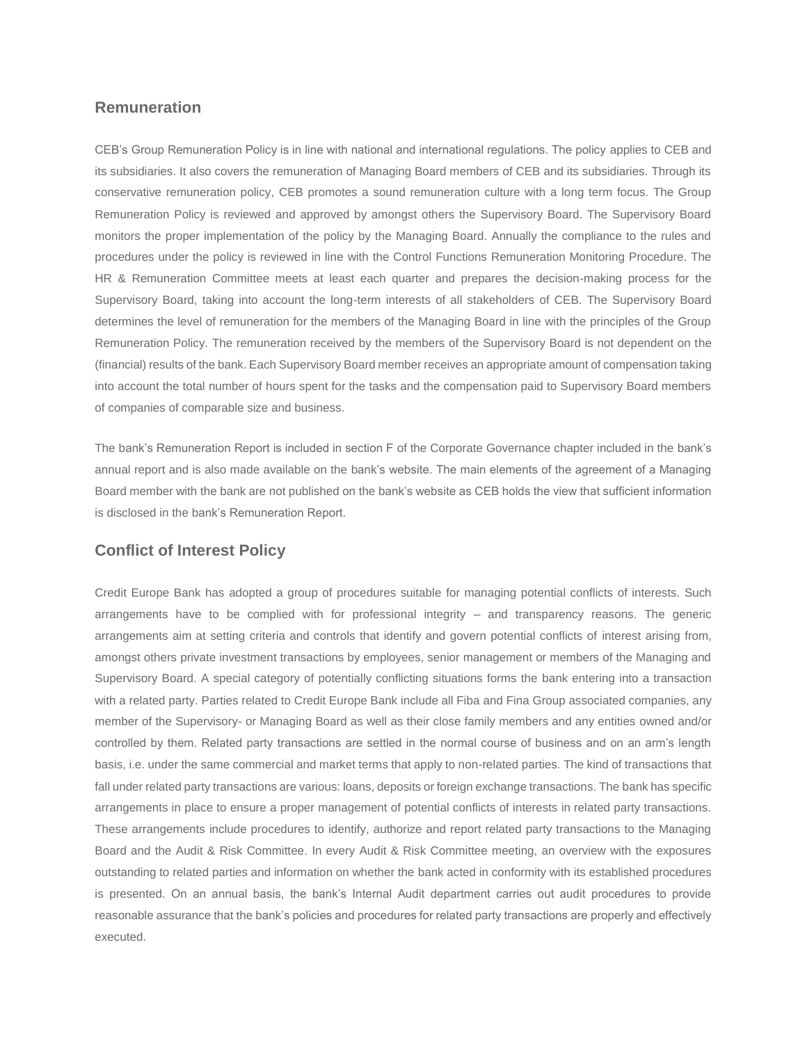## Remuneration

CEB's Group Remuneration Policy is in line with national and international regulations. The policy applies to CEB and its subsidiaries. It also covers the remuneration of Managing Board members of CEB and its subsidiaries. Through its conservative remuneration policy, CEB promotes a sound remuneration culture with a long term focus. The Group Remuneration Policy is reviewed and approved by amongst others the Supervisory Board. The Supervisory Board monitors the proper implementation of the policy by the Managing Board. Annually the compliance to the rules and procedures under the policy is reviewed in line with the Control Functions Remuneration Monitoring Procedure. The HR & Remuneration Committee meets at least each quarter and prepares the decision-making process for the Supervisory Board, taking into account the long-term interests of all stakeholders of CEB. The Supervisory Board determines the level of remuneration for the members of the Managing Board in line with the principles of the Group Remuneration Policy. The remuneration received by the members of the Supervisory Board is not dependent on the (financial) results of the bank. Each Supervisory Board member receives an appropriate amount of compensation taking into account the total number of hours spent for the tasks and the compensation paid to Supervisory Board members of companies of comparable size and business.

The bank's Remuneration Report is included in section F of the Corporate Governance chapter included in the bank's annual report and is also made available on the bank's website. The main elements of the agreement of a Managing Board member with the bank are not published on the bank's website as CEB holds the view that sufficient information is disclosed in the bank's Remuneration Report.

## Conflict of Interest Policy

Credit Europe Bank has adopted a group of procedures suitable for managing potential conflicts of interests. Such arrangements have to be complied with for professional integrity – and transparency reasons. The generic arrangements aim at setting criteria and controls that identify and govern potential conflicts of interest arising from, amongst others private investment transactions by employees, senior management or members of the Managing and Supervisory Board. A special category of potentially conflicting situations forms the bank entering into a transaction with a related party. Parties related to Credit Europe Bank include all Fiba and Fina Group associated companies, any member of the Supervisory- or Managing Board as well as their close family members and any entities owned and/or controlled by them. Related party transactions are settled in the normal course of business and on an arm's length basis, i.e. under the same commercial and market terms that apply to non-related parties. The kind of transactions that fall under related party transactions are various: loans, deposits or foreign exchange transactions. The bank has specific arrangements in place to ensure a proper management of potential conflicts of interests in related party transactions. These arrangements include procedures to identify, authorize and report related party transactions to the Managing Board and the Audit & Risk Committee. In every Audit & Risk Committee meeting, an overview with the exposures outstanding to related parties and information on whether the bank acted in conformity with its established procedures is presented. On an annual basis, the bank's Internal Audit department carries out audit procedures to provide reasonable assurance that the bank's policies and procedures for related party transactions are properly and effectively executed.